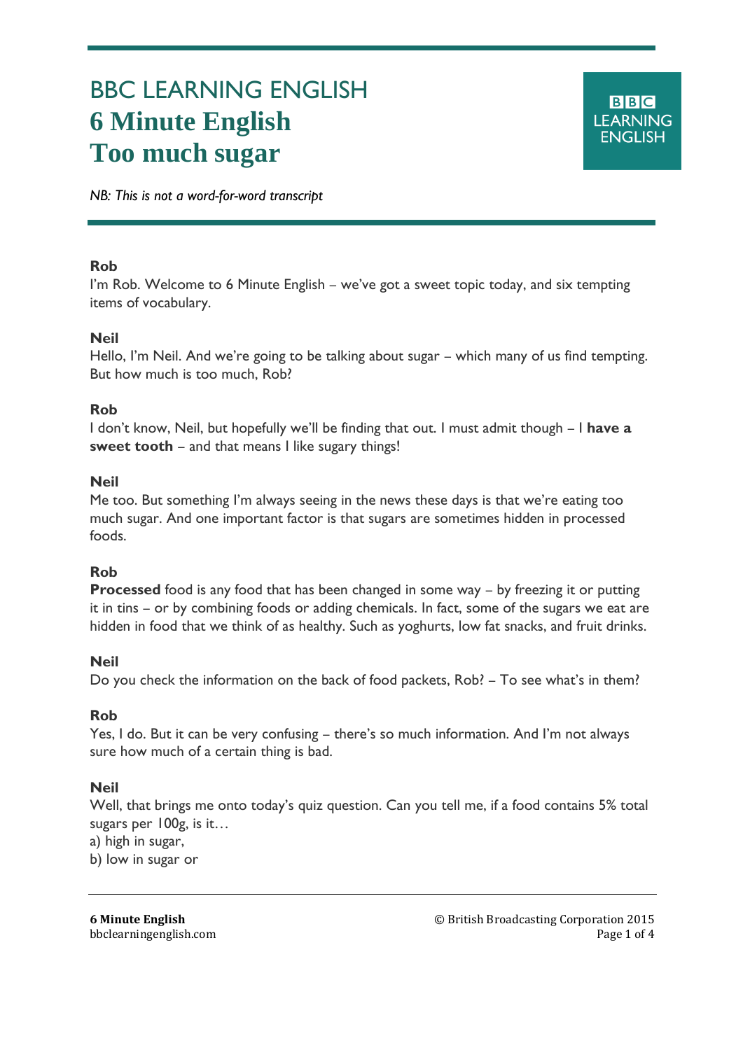# BBC LEARNING ENGLISH
# 6 Minute English
# Too much sugar

*NB: This is not a word-for-word transcript*

**Rob**
I'm Rob. Welcome to 6 Minute English – we've got a sweet topic today, and six tempting items of vocabulary.

**Neil**
Hello, I'm Neil. And we're going to be talking about sugar – which many of us find tempting. But how much is too much, Rob?

**Rob**
I don't know, Neil, but hopefully we'll be finding that out. I must admit though – I **have a sweet tooth** – and that means I like sugary things!

**Neil**
Me too. But something I'm always seeing in the news these days is that we're eating too much sugar. And one important factor is that sugars are sometimes hidden in processed foods.

**Rob**
**Processed** food is any food that has been changed in some way – by freezing it or putting it in tins – or by combining foods or adding chemicals. In fact, some of the sugars we eat are hidden in food that we think of as healthy. Such as yoghurts, low fat snacks, and fruit drinks.

**Neil**
Do you check the information on the back of food packets, Rob? – To see what's in them?

**Rob**
Yes, I do. But it can be very confusing – there's so much information. And I'm not always sure how much of a certain thing is bad.

**Neil**
Well, that brings me onto today's quiz question. Can you tell me, if a food contains 5% total sugars per 100g, is it…
a) high in sugar,
b) low in sugar or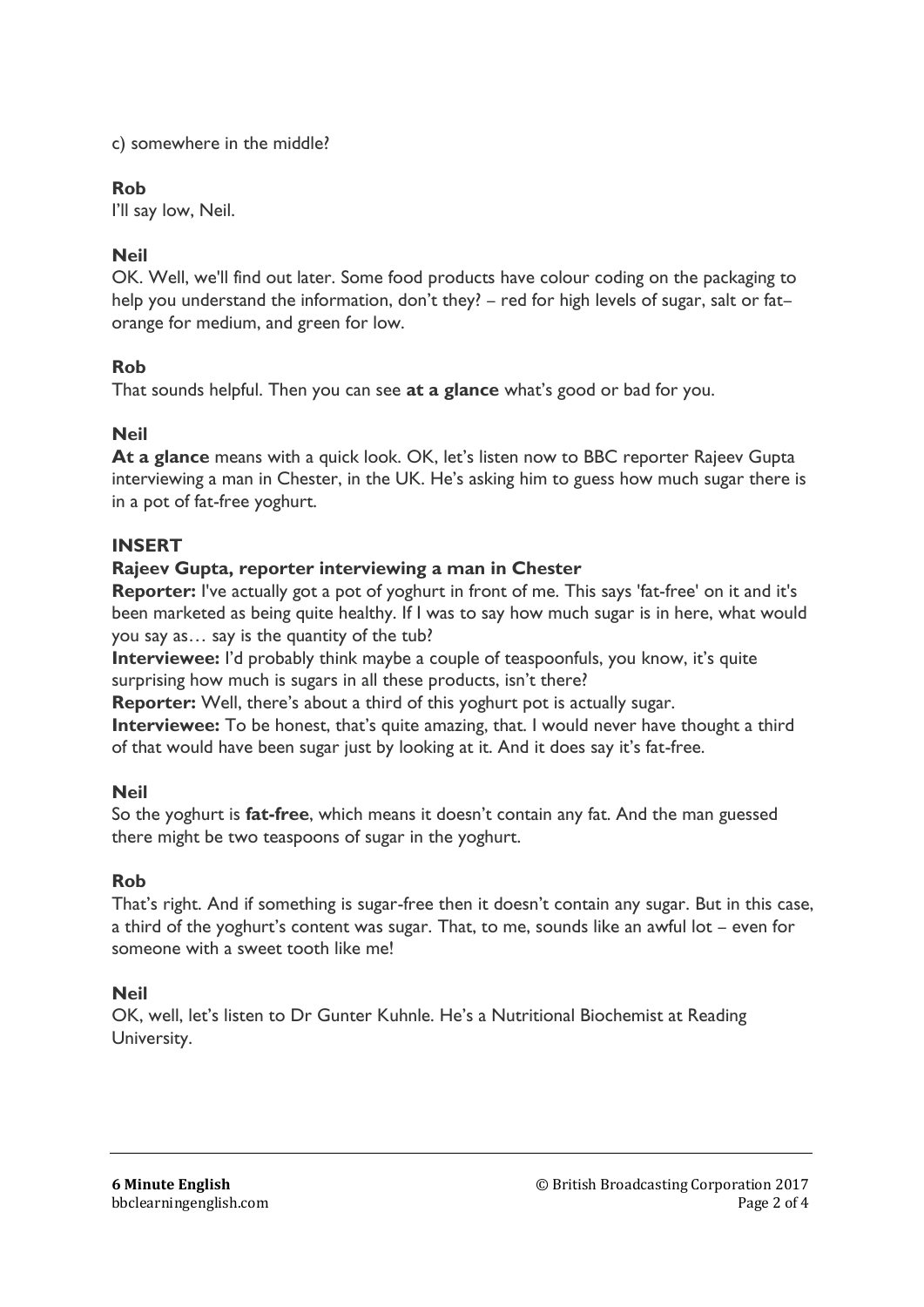c) somewhere in the middle?

**Rob**
I'll say low, Neil.

**Neil**
OK. Well, we'll find out later. Some food products have colour coding on the packaging to help you understand the information, don't they? – red for high levels of sugar, salt or fat– orange for medium, and green for low.

**Rob**
That sounds helpful. Then you can see **at a glance** what's good or bad for you.

**Neil**
**At a glance** means with a quick look. OK, let's listen now to BBC reporter Rajeev Gupta interviewing a man in Chester, in the UK. He's asking him to guess how much sugar there is in a pot of fat-free yoghurt.

**INSERT**

**Rajeev Gupta, reporter interviewing a man in Chester**

**Reporter:** I've actually got a pot of yoghurt in front of me. This says 'fat-free' on it and it's been marketed as being quite healthy. If I was to say how much sugar is in here, what would you say as… say is the quantity of the tub?

**Interviewee:** I'd probably think maybe a couple of teaspoonfuls, you know, it's quite surprising how much is sugars in all these products, isn't there?

**Reporter:** Well, there's about a third of this yoghurt pot is actually sugar.

**Interviewee:** To be honest, that's quite amazing, that. I would never have thought a third of that would have been sugar just by looking at it. And it does say it's fat-free.

**Neil**
So the yoghurt is **fat-free**, which means it doesn't contain any fat. And the man guessed there might be two teaspoons of sugar in the yoghurt.

**Rob**
That's right. And if something is sugar-free then it doesn't contain any sugar. But in this case, a third of the yoghurt's content was sugar. That, to me, sounds like an awful lot – even for someone with a sweet tooth like me!

**Neil**
OK, well, let's listen to Dr Gunter Kuhnle. He's a Nutritional Biochemist at Reading University.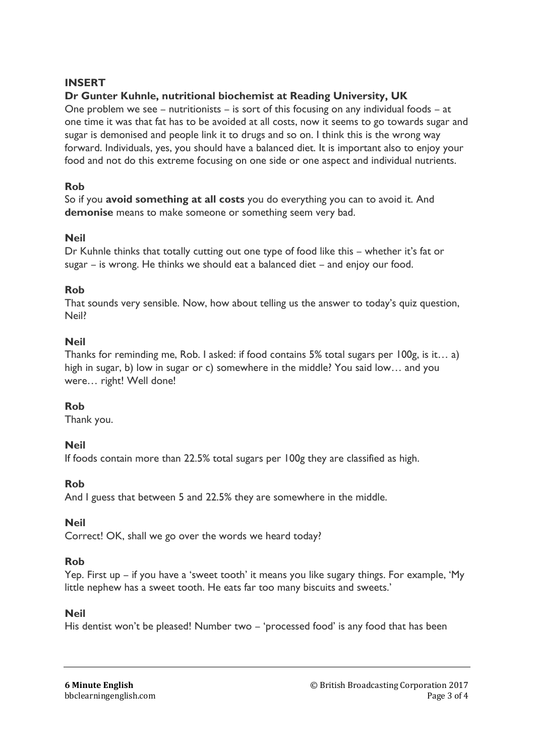**INSERT**

**Dr Gunter Kuhnle, nutritional biochemist at Reading University, UK**

One problem we see – nutritionists – is sort of this focusing on any individual foods – at one time it was that fat has to be avoided at all costs, now it seems to go towards sugar and sugar is demonised and people link it to drugs and so on. I think this is the wrong way forward. Individuals, yes, you should have a balanced diet. It is important also to enjoy your food and not do this extreme focusing on one side or one aspect and individual nutrients.

**Rob**

So if you **avoid something at all costs** you do everything you can to avoid it. And **demonise** means to make someone or something seem very bad.

**Neil**

Dr Kuhnle thinks that totally cutting out one type of food like this – whether it's fat or sugar – is wrong. He thinks we should eat a balanced diet – and enjoy our food.

**Rob**

That sounds very sensible. Now, how about telling us the answer to today's quiz question, Neil?

**Neil**

Thanks for reminding me, Rob. I asked: if food contains 5% total sugars per 100g, is it… a) high in sugar, b) low in sugar or c) somewhere in the middle? You said low… and you were… right! Well done!

**Rob**

Thank you.

**Neil**

If foods contain more than 22.5% total sugars per 100g they are classified as high.

**Rob**

And I guess that between 5 and 22.5% they are somewhere in the middle.

**Neil**

Correct! OK, shall we go over the words we heard today?

**Rob**

Yep. First up – if you have a 'sweet tooth' it means you like sugary things. For example, 'My little nephew has a sweet tooth. He eats far too many biscuits and sweets.'

**Neil**

His dentist won't be pleased! Number two – 'processed food' is any food that has been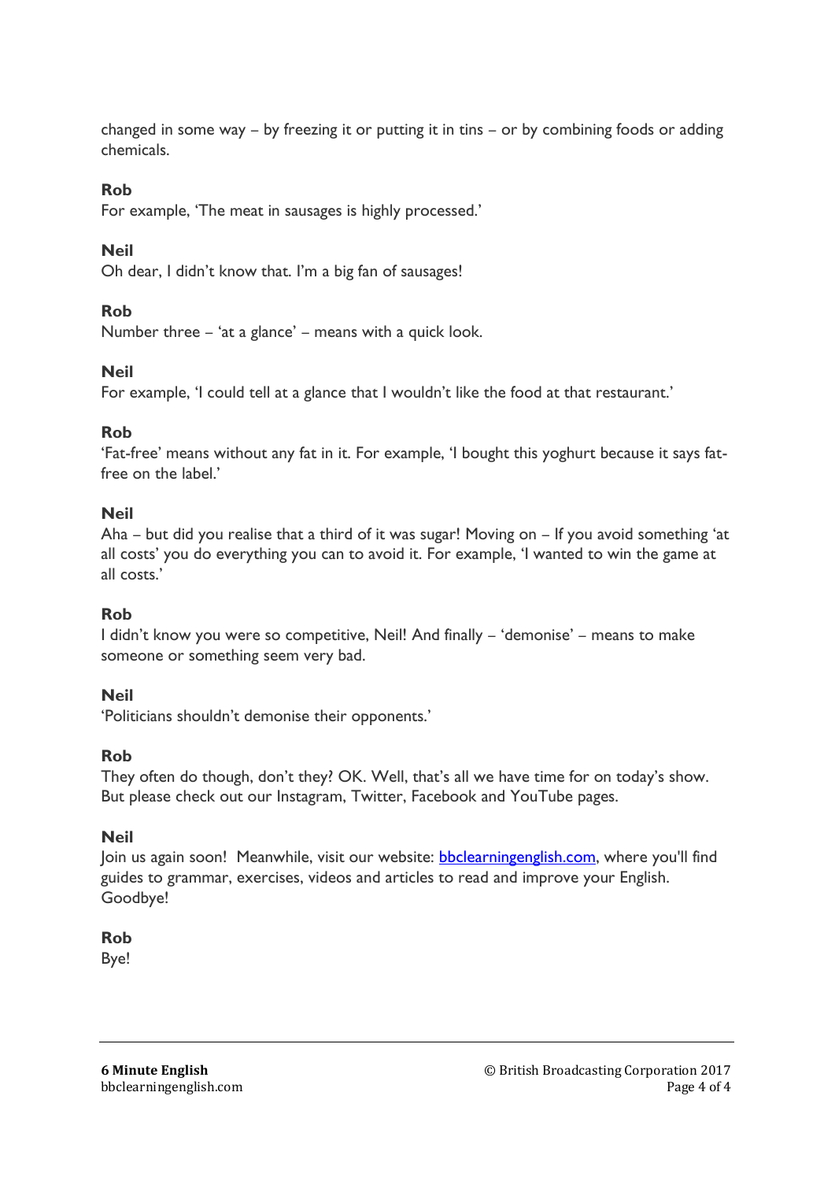changed in some way – by freezing it or putting it in tins – or by combining foods or adding chemicals.

**Rob**
For example, 'The meat in sausages is highly processed.'

**Neil**
Oh dear, I didn't know that. I'm a big fan of sausages!

**Rob**
Number three – 'at a glance' – means with a quick look.

**Neil**
For example, 'I could tell at a glance that I wouldn't like the food at that restaurant.'

**Rob**
'Fat-free' means without any fat in it. For example, 'I bought this yoghurt because it says fat-free on the label.'

**Neil**
Aha – but did you realise that a third of it was sugar! Moving on – If you avoid something 'at all costs' you do everything you can to avoid it. For example, 'I wanted to win the game at all costs.'

**Rob**
I didn't know you were so competitive, Neil! And finally – 'demonise' – means to make someone or something seem very bad.

**Neil**
'Politicians shouldn't demonise their opponents.'

**Rob**
They often do though, don't they? OK. Well, that's all we have time for on today's show. But please check out our Instagram, Twitter, Facebook and YouTube pages.

**Neil**
Join us again soon! Meanwhile, visit our website: [bbclearningenglish.com](http://bbclearningenglish.com), where you'll find guides to grammar, exercises, videos and articles to read and improve your English. Goodbye!

**Rob**
Bye!